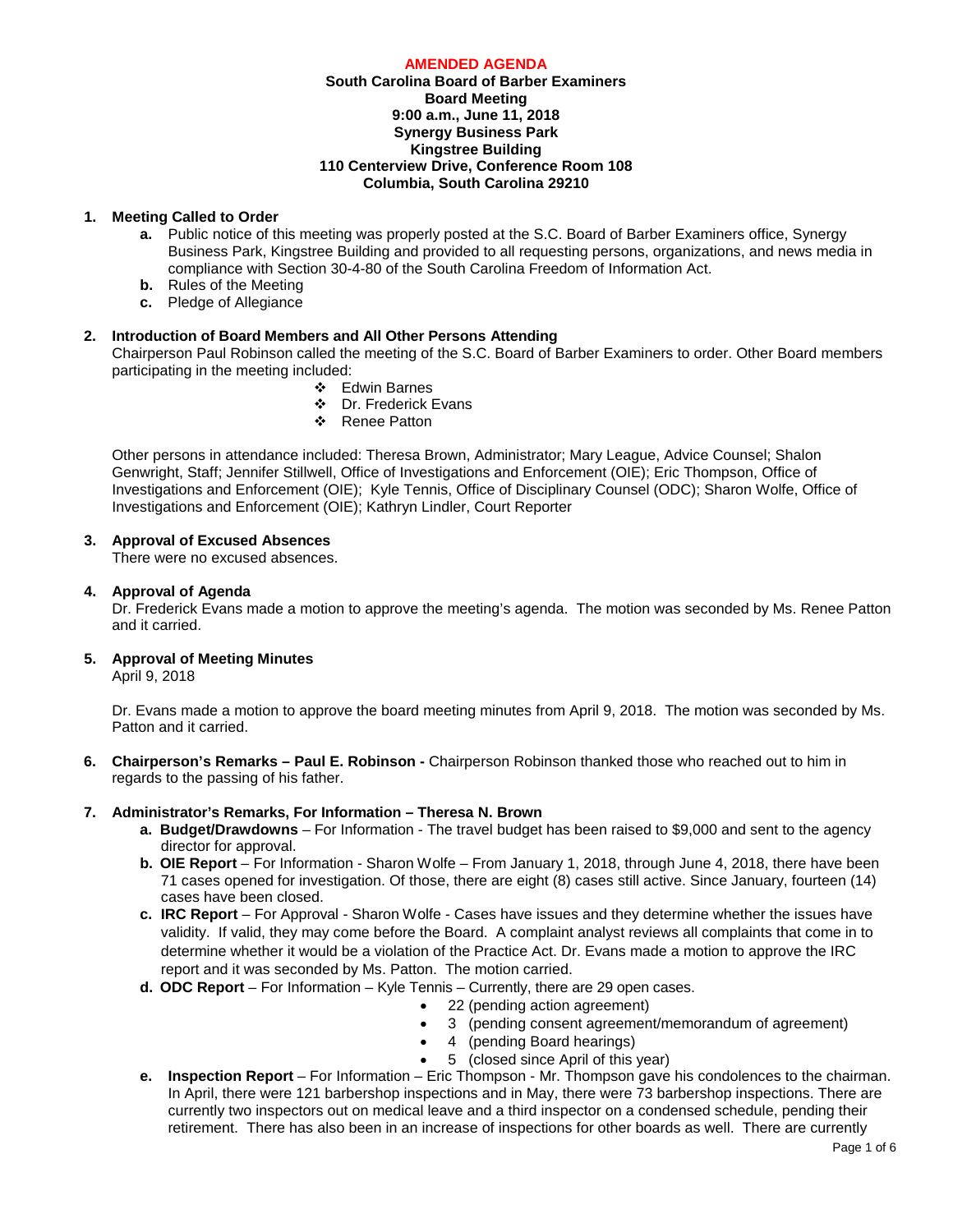**AMENDED AGENDA**

**South Carolina Board of Barber Examiners**
**Board Meeting**
**9:00 a.m., June 11, 2018**
**Synergy Business Park**
**Kingstree Building**
**110 Centerview Drive, Conference Room 108**
**Columbia, South Carolina 29210**

1. **Meeting Called to Order**
   - **a.** Public notice of this meeting was properly posted at the S.C. Board of Barber Examiners office, Synergy Business Park, Kingstree Building and provided to all requesting persons, organizations, and news media in compliance with Section 30-4-80 of the South Carolina Freedom of Information Act.
   - **b.** Rules of the Meeting
   - **c.** Pledge of Allegiance

2. **Introduction of Board Members and All Other Persons Attending**
   Chairperson Paul Robinson called the meeting of the S.C. Board of Barber Examiners to order. Other Board members participating in the meeting included:
   - Edwin Barnes
   - Dr. Frederick Evans
   - Renee Patton

   Other persons in attendance included: Theresa Brown, Administrator; Mary League, Advice Counsel; Shalon Genwright, Staff; Jennifer Stillwell, Office of Investigations and Enforcement (OIE); Eric Thompson, Office of Investigations and Enforcement (OIE); Kyle Tennis, Office of Disciplinary Counsel (ODC); Sharon Wolfe, Office of Investigations and Enforcement (OIE); Kathryn Lindler, Court Reporter

3. **Approval of Excused Absences**
   There were no excused absences.

4. **Approval of Agenda**
   Dr. Frederick Evans made a motion to approve the meeting's agenda. The motion was seconded by Ms. Renee Patton and it carried.

5. **Approval of Meeting Minutes**
   April 9, 2018

   Dr. Evans made a motion to approve the board meeting minutes from April 9, 2018. The motion was seconded by Ms. Patton and it carried.

6. **Chairperson's Remarks – Paul E. Robinson -** Chairperson Robinson thanked those who reached out to him in regards to the passing of his father.

7. **Administrator's Remarks, For Information – Theresa N. Brown**
   - **a. Budget/Drawdowns** – For Information - The travel budget has been raised to $9,000 and sent to the agency director for approval.
   - **b. OIE Report** – For Information - Sharon Wolfe – From January 1, 2018, through June 4, 2018, there have been 71 cases opened for investigation. Of those, there are eight (8) cases still active. Since January, fourteen (14) cases have been closed.
   - **c. IRC Report** – For Approval - Sharon Wolfe - Cases have issues and they determine whether the issues have validity. If valid, they may come before the Board. A complaint analyst reviews all complaints that come in to determine whether it would be a violation of the Practice Act. Dr. Evans made a motion to approve the IRC report and it was seconded by Ms. Patton. The motion carried.
   - **d. ODC Report** – For Information – Kyle Tennis – Currently, there are 29 open cases.
     - 22 (pending action agreement)
     - 3 (pending consent agreement/memorandum of agreement)
     - 4 (pending Board hearings)
     - 5 (closed since April of this year)
   - **e. Inspection Report** – For Information – Eric Thompson - Mr. Thompson gave his condolences to the chairman. In April, there were 121 barbershop inspections and in May, there were 73 barbershop inspections. There are currently two inspectors out on medical leave and a third inspector on a condensed schedule, pending their retirement. There has also been in an increase of inspections for other boards as well. There are currently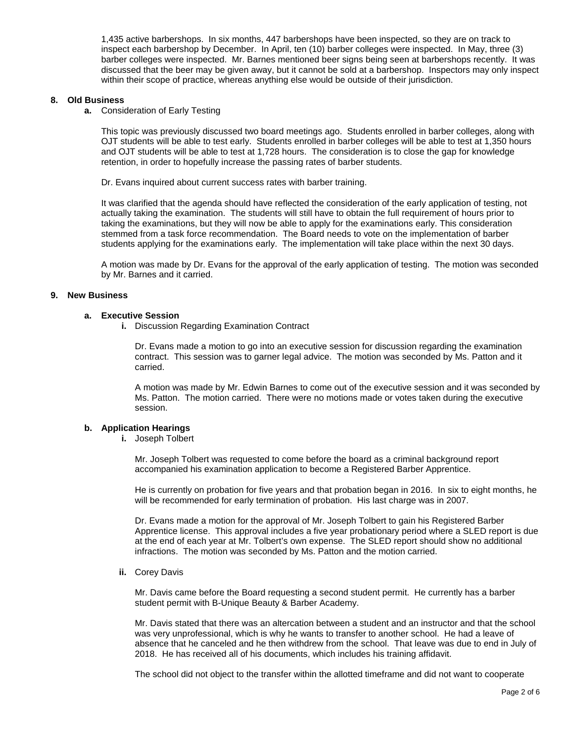1,435 active barbershops. In six months, 447 barbershops have been inspected, so they are on track to inspect each barbershop by December. In April, ten (10) barber colleges were inspected. In May, three (3) barber colleges were inspected. Mr. Barnes mentioned beer signs being seen at barbershops recently. It was discussed that the beer may be given away, but it cannot be sold at a barbershop. Inspectors may only inspect within their scope of practice, whereas anything else would be outside of their jurisdiction.

## 8. Old Business

**a.** Consideration of Early Testing

This topic was previously discussed two board meetings ago. Students enrolled in barber colleges, along with OJT students will be able to test early. Students enrolled in barber colleges will be able to test at 1,350 hours and OJT students will be able to test at 1,728 hours. The consideration is to close the gap for knowledge retention, in order to hopefully increase the passing rates of barber students.

Dr. Evans inquired about current success rates with barber training.

It was clarified that the agenda should have reflected the consideration of the early application of testing, not actually taking the examination. The students will still have to obtain the full requirement of hours prior to taking the examinations, but they will now be able to apply for the examinations early. This consideration stemmed from a task force recommendation. The Board needs to vote on the implementation of barber students applying for the examinations early. The implementation will take place within the next 30 days.

A motion was made by Dr. Evans for the approval of the early application of testing. The motion was seconded by Mr. Barnes and it carried.

## 9. New Business

### a. Executive Session

**i.** Discussion Regarding Examination Contract

Dr. Evans made a motion to go into an executive session for discussion regarding the examination contract. This session was to garner legal advice. The motion was seconded by Ms. Patton and it carried.

A motion was made by Mr. Edwin Barnes to come out of the executive session and it was seconded by Ms. Patton. The motion carried. There were no motions made or votes taken during the executive session.

### b. Application Hearings

**i.** Joseph Tolbert

Mr. Joseph Tolbert was requested to come before the board as a criminal background report accompanied his examination application to become a Registered Barber Apprentice.

He is currently on probation for five years and that probation began in 2016. In six to eight months, he will be recommended for early termination of probation. His last charge was in 2007.

Dr. Evans made a motion for the approval of Mr. Joseph Tolbert to gain his Registered Barber Apprentice license. This approval includes a five year probationary period where a SLED report is due at the end of each year at Mr. Tolbert's own expense. The SLED report should show no additional infractions. The motion was seconded by Ms. Patton and the motion carried.

**ii.** Corey Davis

Mr. Davis came before the Board requesting a second student permit. He currently has a barber student permit with B-Unique Beauty & Barber Academy.

Mr. Davis stated that there was an altercation between a student and an instructor and that the school was very unprofessional, which is why he wants to transfer to another school. He had a leave of absence that he canceled and he then withdrew from the school. That leave was due to end in July of 2018. He has received all of his documents, which includes his training affidavit.

The school did not object to the transfer within the allotted timeframe and did not want to cooperate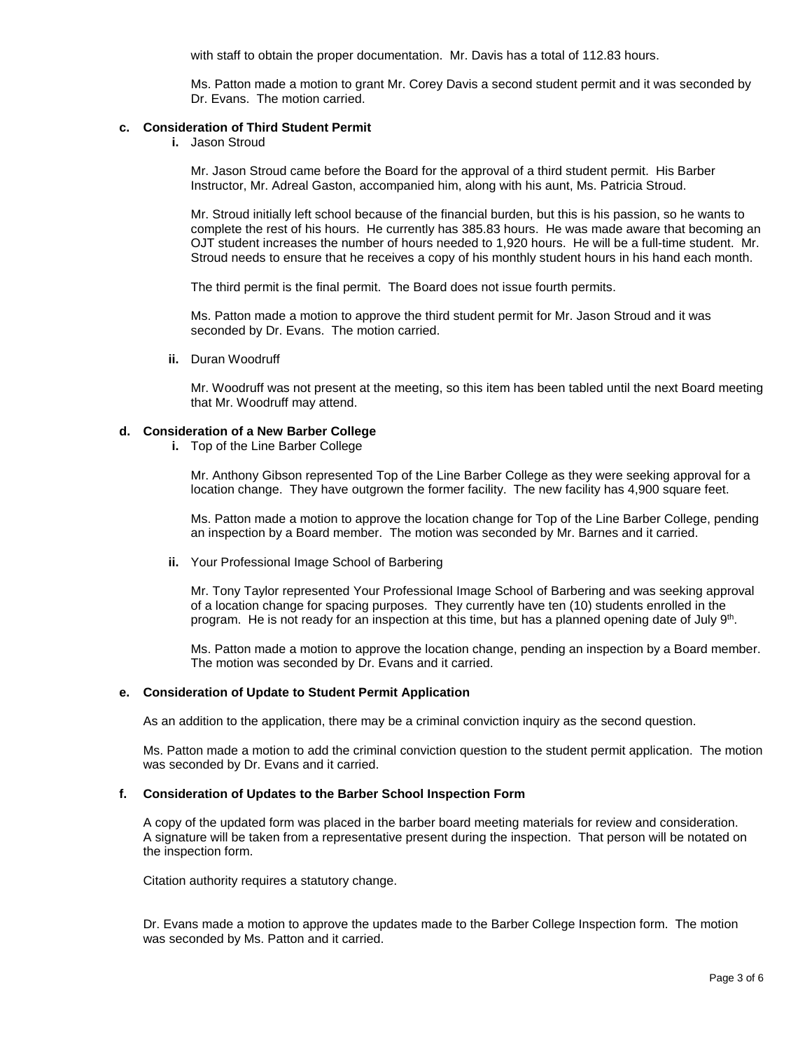with staff to obtain the proper documentation. Mr. Davis has a total of 112.83 hours.

Ms. Patton made a motion to grant Mr. Corey Davis a second student permit and it was seconded by Dr. Evans. The motion carried.

**c. Consideration of Third Student Permit**

**i.** Jason Stroud

Mr. Jason Stroud came before the Board for the approval of a third student permit. His Barber Instructor, Mr. Adreal Gaston, accompanied him, along with his aunt, Ms. Patricia Stroud.

Mr. Stroud initially left school because of the financial burden, but this is his passion, so he wants to complete the rest of his hours. He currently has 385.83 hours. He was made aware that becoming an OJT student increases the number of hours needed to 1,920 hours. He will be a full-time student. Mr. Stroud needs to ensure that he receives a copy of his monthly student hours in his hand each month.

The third permit is the final permit. The Board does not issue fourth permits.

Ms. Patton made a motion to approve the third student permit for Mr. Jason Stroud and it was seconded by Dr. Evans. The motion carried.

**ii.** Duran Woodruff

Mr. Woodruff was not present at the meeting, so this item has been tabled until the next Board meeting that Mr. Woodruff may attend.

**d. Consideration of a New Barber College**

**i.** Top of the Line Barber College

Mr. Anthony Gibson represented Top of the Line Barber College as they were seeking approval for a location change. They have outgrown the former facility. The new facility has 4,900 square feet.

Ms. Patton made a motion to approve the location change for Top of the Line Barber College, pending an inspection by a Board member. The motion was seconded by Mr. Barnes and it carried.

**ii.** Your Professional Image School of Barbering

Mr. Tony Taylor represented Your Professional Image School of Barbering and was seeking approval of a location change for spacing purposes. They currently have ten (10) students enrolled in the program. He is not ready for an inspection at this time, but has a planned opening date of July 9th.

Ms. Patton made a motion to approve the location change, pending an inspection by a Board member. The motion was seconded by Dr. Evans and it carried.

**e. Consideration of Update to Student Permit Application**

As an addition to the application, there may be a criminal conviction inquiry as the second question.

Ms. Patton made a motion to add the criminal conviction question to the student permit application. The motion was seconded by Dr. Evans and it carried.

**f. Consideration of Updates to the Barber School Inspection Form**

A copy of the updated form was placed in the barber board meeting materials for review and consideration. A signature will be taken from a representative present during the inspection. That person will be notated on the inspection form.

Citation authority requires a statutory change.

Dr. Evans made a motion to approve the updates made to the Barber College Inspection form. The motion was seconded by Ms. Patton and it carried.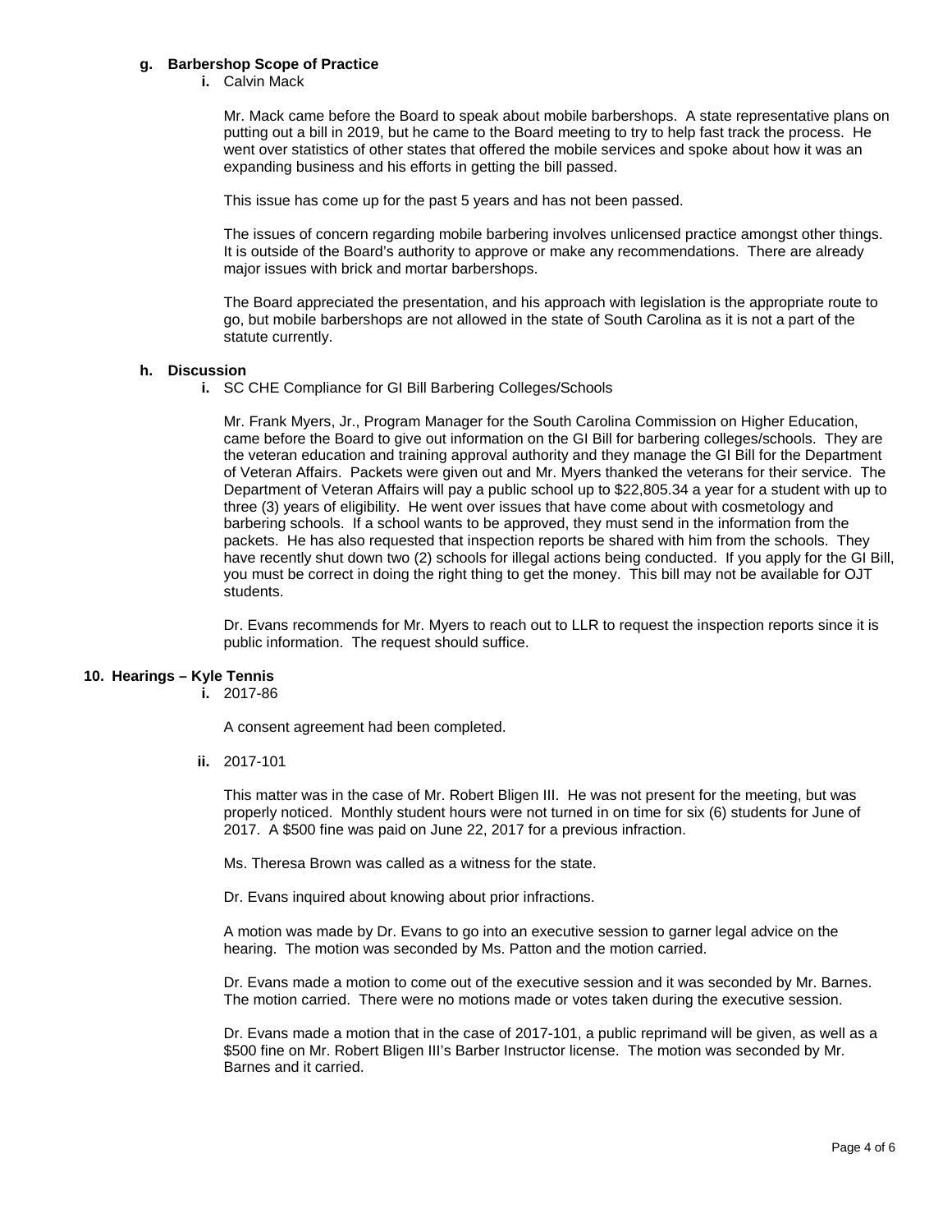**g. Barbershop Scope of Practice**

**i.** Calvin Mack

Mr. Mack came before the Board to speak about mobile barbershops. A state representative plans on putting out a bill in 2019, but he came to the Board meeting to try to help fast track the process. He went over statistics of other states that offered the mobile services and spoke about how it was an expanding business and his efforts in getting the bill passed.

This issue has come up for the past 5 years and has not been passed.

The issues of concern regarding mobile barbering involves unlicensed practice amongst other things. It is outside of the Board's authority to approve or make any recommendations. There are already major issues with brick and mortar barbershops.

The Board appreciated the presentation, and his approach with legislation is the appropriate route to go, but mobile barbershops are not allowed in the state of South Carolina as it is not a part of the statute currently.

**h. Discussion**

**i.** SC CHE Compliance for GI Bill Barbering Colleges/Schools

Mr. Frank Myers, Jr., Program Manager for the South Carolina Commission on Higher Education, came before the Board to give out information on the GI Bill for barbering colleges/schools. They are the veteran education and training approval authority and they manage the GI Bill for the Department of Veteran Affairs. Packets were given out and Mr. Myers thanked the veterans for their service. The Department of Veteran Affairs will pay a public school up to $22,805.34 a year for a student with up to three (3) years of eligibility. He went over issues that have come about with cosmetology and barbering schools. If a school wants to be approved, they must send in the information from the packets. He has also requested that inspection reports be shared with him from the schools. They have recently shut down two (2) schools for illegal actions being conducted. If you apply for the GI Bill, you must be correct in doing the right thing to get the money. This bill may not be available for OJT students.

Dr. Evans recommends for Mr. Myers to reach out to LLR to request the inspection reports since it is public information. The request should suffice.

**10. Hearings – Kyle Tennis**

**i.** 2017-86

A consent agreement had been completed.

**ii.** 2017-101

This matter was in the case of Mr. Robert Bligen III. He was not present for the meeting, but was properly noticed. Monthly student hours were not turned in on time for six (6) students for June of 2017. A $500 fine was paid on June 22, 2017 for a previous infraction.

Ms. Theresa Brown was called as a witness for the state.

Dr. Evans inquired about knowing about prior infractions.

A motion was made by Dr. Evans to go into an executive session to garner legal advice on the hearing. The motion was seconded by Ms. Patton and the motion carried.

Dr. Evans made a motion to come out of the executive session and it was seconded by Mr. Barnes. The motion carried. There were no motions made or votes taken during the executive session.

Dr. Evans made a motion that in the case of 2017-101, a public reprimand will be given, as well as a $500 fine on Mr. Robert Bligen III's Barber Instructor license. The motion was seconded by Mr. Barnes and it carried.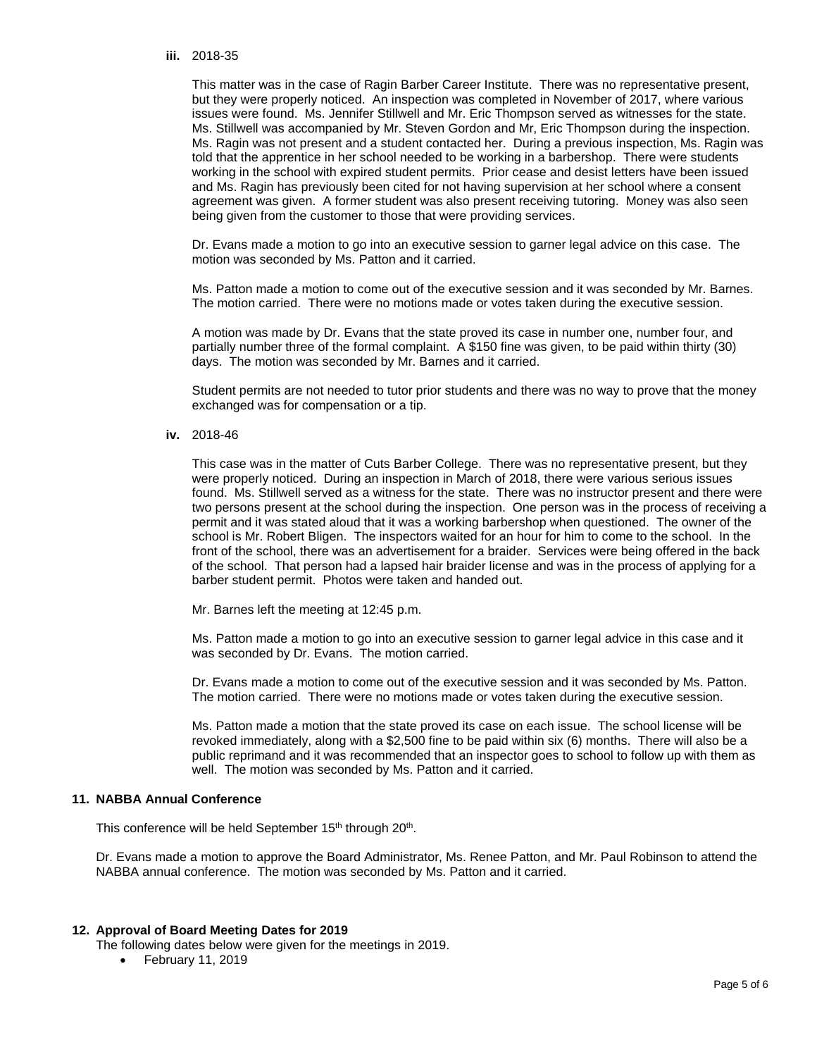**iii.** 2018-35

This matter was in the case of Ragin Barber Career Institute. There was no representative present, but they were properly noticed. An inspection was completed in November of 2017, where various issues were found. Ms. Jennifer Stillwell and Mr. Eric Thompson served as witnesses for the state. Ms. Stillwell was accompanied by Mr. Steven Gordon and Mr, Eric Thompson during the inspection. Ms. Ragin was not present and a student contacted her. During a previous inspection, Ms. Ragin was told that the apprentice in her school needed to be working in a barbershop. There were students working in the school with expired student permits. Prior cease and desist letters have been issued and Ms. Ragin has previously been cited for not having supervision at her school where a consent agreement was given. A former student was also present receiving tutoring. Money was also seen being given from the customer to those that were providing services.

Dr. Evans made a motion to go into an executive session to garner legal advice on this case. The motion was seconded by Ms. Patton and it carried.

Ms. Patton made a motion to come out of the executive session and it was seconded by Mr. Barnes. The motion carried. There were no motions made or votes taken during the executive session.

A motion was made by Dr. Evans that the state proved its case in number one, number four, and partially number three of the formal complaint. A $150 fine was given, to be paid within thirty (30) days. The motion was seconded by Mr. Barnes and it carried.

Student permits are not needed to tutor prior students and there was no way to prove that the money exchanged was for compensation or a tip.

**iv.** 2018-46

This case was in the matter of Cuts Barber College. There was no representative present, but they were properly noticed. During an inspection in March of 2018, there were various serious issues found. Ms. Stillwell served as a witness for the state. There was no instructor present and there were two persons present at the school during the inspection. One person was in the process of receiving a permit and it was stated aloud that it was a working barbershop when questioned. The owner of the school is Mr. Robert Bligen. The inspectors waited for an hour for him to come to the school. In the front of the school, there was an advertisement for a braider. Services were being offered in the back of the school. That person had a lapsed hair braider license and was in the process of applying for a barber student permit. Photos were taken and handed out.

Mr. Barnes left the meeting at 12:45 p.m.

Ms. Patton made a motion to go into an executive session to garner legal advice in this case and it was seconded by Dr. Evans. The motion carried.

Dr. Evans made a motion to come out of the executive session and it was seconded by Ms. Patton. The motion carried. There were no motions made or votes taken during the executive session.

Ms. Patton made a motion that the state proved its case on each issue. The school license will be revoked immediately, along with a $2,500 fine to be paid within six (6) months. There will also be a public reprimand and it was recommended that an inspector goes to school to follow up with them as well. The motion was seconded by Ms. Patton and it carried.

### 11. NABBA Annual Conference

This conference will be held September 15th through 20th.

Dr. Evans made a motion to approve the Board Administrator, Ms. Renee Patton, and Mr. Paul Robinson to attend the NABBA annual conference. The motion was seconded by Ms. Patton and it carried.

### 12. Approval of Board Meeting Dates for 2019

The following dates below were given for the meetings in 2019.

- February 11, 2019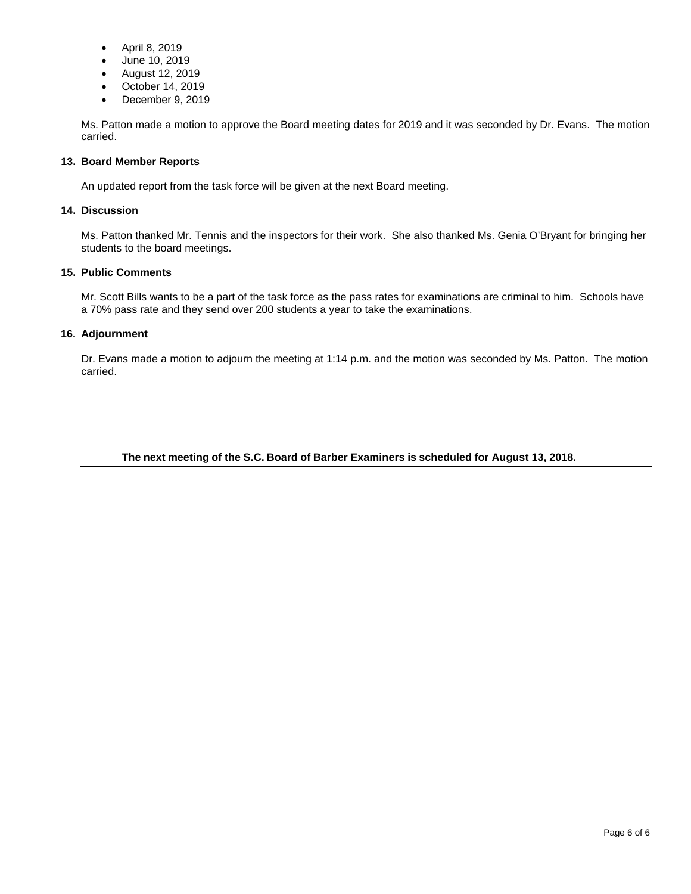- April 8, 2019
- June 10, 2019
- August 12, 2019
- October 14, 2019
- December 9, 2019

Ms. Patton made a motion to approve the Board meeting dates for 2019 and it was seconded by Dr. Evans. The motion carried.

**13. Board Member Reports**

An updated report from the task force will be given at the next Board meeting.

**14. Discussion**

Ms. Patton thanked Mr. Tennis and the inspectors for their work. She also thanked Ms. Genia O'Bryant for bringing her students to the board meetings.

**15. Public Comments**

Mr. Scott Bills wants to be a part of the task force as the pass rates for examinations are criminal to him. Schools have a 70% pass rate and they send over 200 students a year to take the examinations.

**16. Adjournment**

Dr. Evans made a motion to adjourn the meeting at 1:14 p.m. and the motion was seconded by Ms. Patton. The motion carried.

**The next meeting of the S.C. Board of Barber Examiners is scheduled for August 13, 2018.**